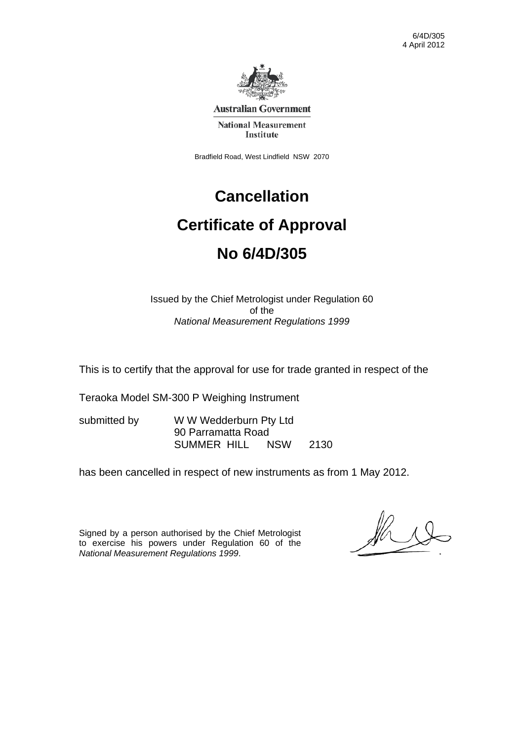6/4D/305
4 April 2012

**Australian Government**

**National Measurement Institute**

Bradfield Road, West Lindfield NSW 2070

# Cancellation

# Certificate of Approval

# No 6/4D/305

Issued by the Chief Metrologist under Regulation 60
of the
*National Measurement Regulations 1999*

This is to certify that the approval for use for trade granted in respect of the

Teraoka Model SM-300 P Weighing Instrument

submitted by W W Wedderburn Pty Ltd
90 Parramatta Road
SUMMER HILL NSW 2130

has been cancelled in respect of new instruments as from 1 May 2012.

Signed by a person authorised by the Chief Metrologist to exercise his powers under Regulation 60 of the *National Measurement Regulations 1999*.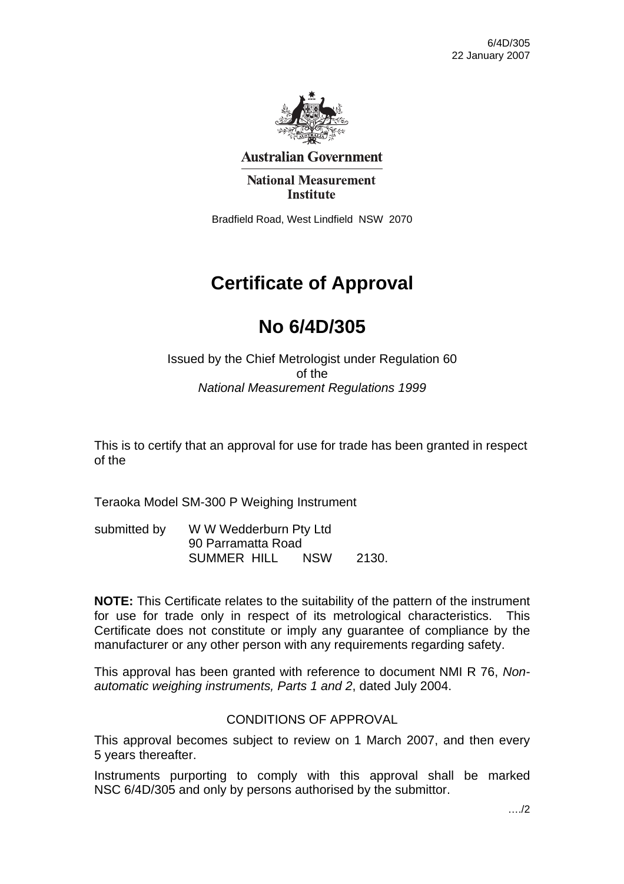6/4D/305
22 January 2007

**Australian Government**

**National Measurement Institute**

Bradfield Road, West Lindfield NSW 2070

# Certificate of Approval

# No 6/4D/305

Issued by the Chief Metrologist under Regulation 60
of the
*National Measurement Regulations 1999*

This is to certify that an approval for use for trade has been granted in respect of the

Teraoka Model SM-300 P Weighing Instrument

submitted by W W Wedderburn Pty Ltd
90 Parramatta Road
SUMMER HILL NSW 2130.

**NOTE:** This Certificate relates to the suitability of the pattern of the instrument for use for trade only in respect of its metrological characteristics. This Certificate does not constitute or imply any guarantee of compliance by the manufacturer or any other person with any requirements regarding safety.

This approval has been granted with reference to document NMI R 76, *Non-automatic weighing instruments, Parts 1 and 2*, dated July 2004.

## CONDITIONS OF APPROVAL

This approval becomes subject to review on 1 March 2007, and then every 5 years thereafter.

Instruments purporting to comply with this approval shall be marked NSC 6/4D/305 and only by persons authorised by the submittor.

…./2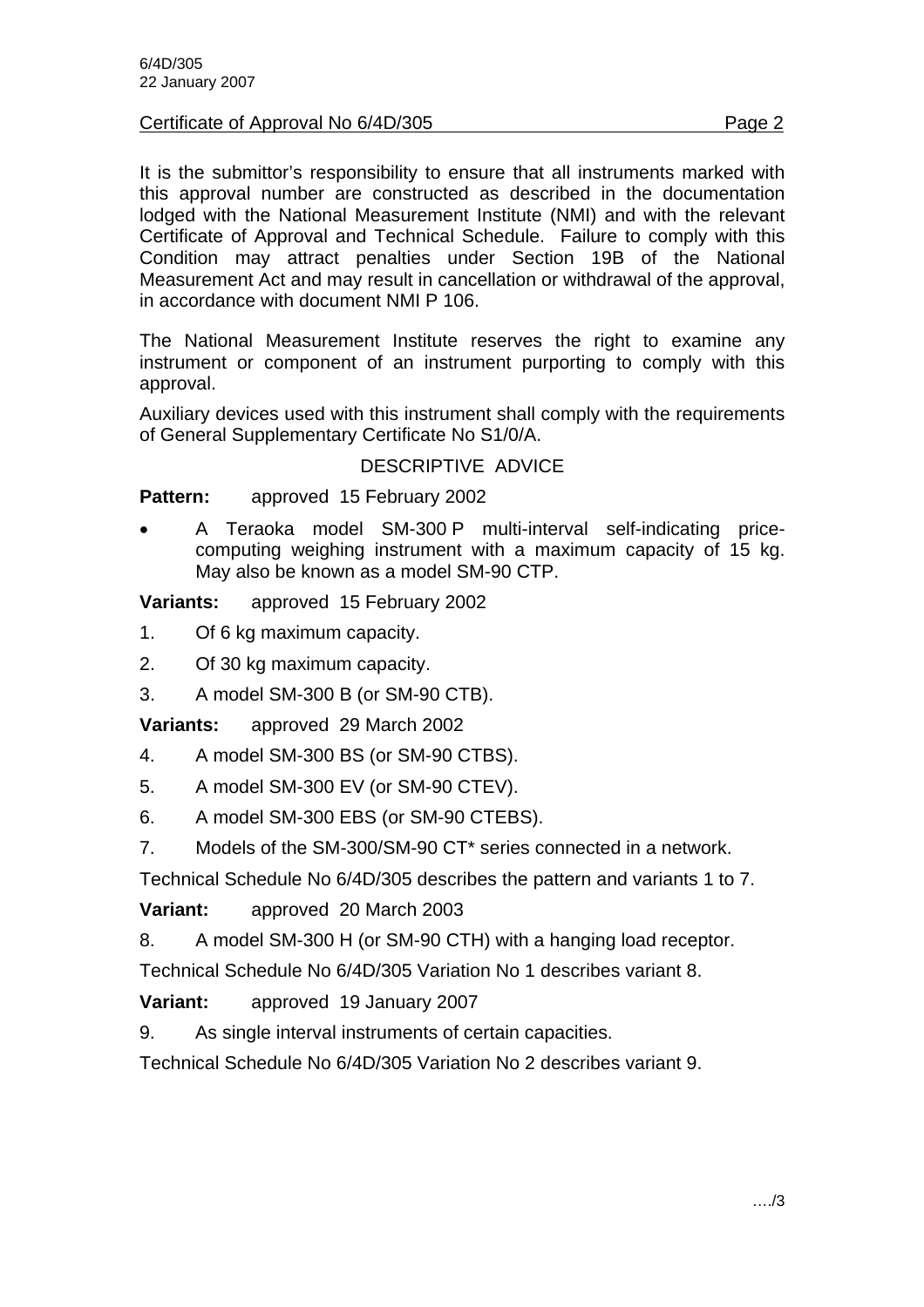It is the submittor's responsibility to ensure that all instruments marked with this approval number are constructed as described in the documentation lodged with the National Measurement Institute (NMI) and with the relevant Certificate of Approval and Technical Schedule. Failure to comply with this Condition may attract penalties under Section 19B of the National Measurement Act and may result in cancellation or withdrawal of the approval, in accordance with document NMI P 106.

The National Measurement Institute reserves the right to examine any instrument or component of an instrument purporting to comply with this approval.

Auxiliary devices used with this instrument shall comply with the requirements of General Supplementary Certificate No S1/0/A.

## DESCRIPTIVE ADVICE

**Pattern:** approved 15 February 2002

- A Teraoka model SM-300 P multi-interval self-indicating price-computing weighing instrument with a maximum capacity of 15 kg. May also be known as a model SM-90 CTP.

**Variants:** approved 15 February 2002

1. Of 6 kg maximum capacity.
2. Of 30 kg maximum capacity.
3. A model SM-300 B (or SM-90 CTB).

**Variants:** approved 29 March 2002

4. A model SM-300 BS (or SM-90 CTBS).
5. A model SM-300 EV (or SM-90 CTEV).
6. A model SM-300 EBS (or SM-90 CTEBS).
7. Models of the SM-300/SM-90 CT* series connected in a network.

Technical Schedule No 6/4D/305 describes the pattern and variants 1 to 7.

**Variant:** approved 20 March 2003

8. A model SM-300 H (or SM-90 CTH) with a hanging load receptor.

Technical Schedule No 6/4D/305 Variation No 1 describes variant 8.

**Variant:** approved 19 January 2007

9. As single interval instruments of certain capacities.

Technical Schedule No 6/4D/305 Variation No 2 describes variant 9.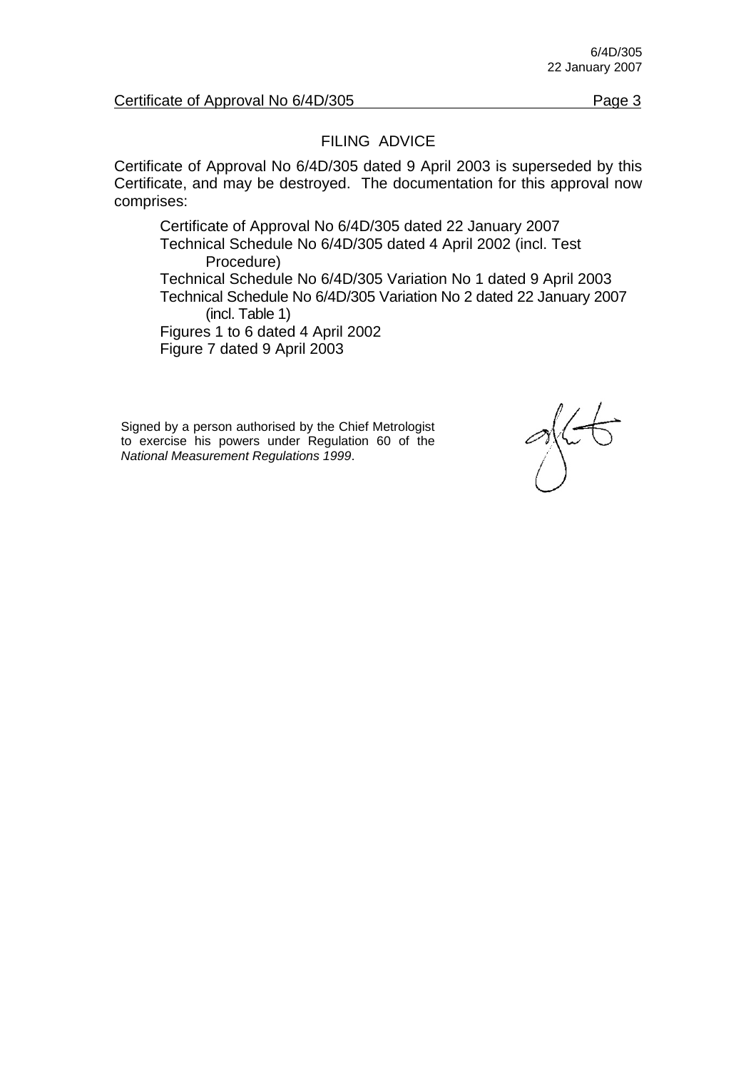## FILING ADVICE

Certificate of Approval No 6/4D/305 dated 9 April 2003 is superseded by this Certificate, and may be destroyed. The documentation for this approval now comprises:

Certificate of Approval No 6/4D/305 dated 22 January 2007
Technical Schedule No 6/4D/305 dated 4 April 2002 (incl. Test Procedure)
Technical Schedule No 6/4D/305 Variation No 1 dated 9 April 2003
Technical Schedule No 6/4D/305 Variation No 2 dated 22 January 2007 (incl. Table 1)
Figures 1 to 6 dated 4 April 2002
Figure 7 dated 9 April 2003

Signed by a person authorised by the Chief Metrologist to exercise his powers under Regulation 60 of the *National Measurement Regulations 1999*.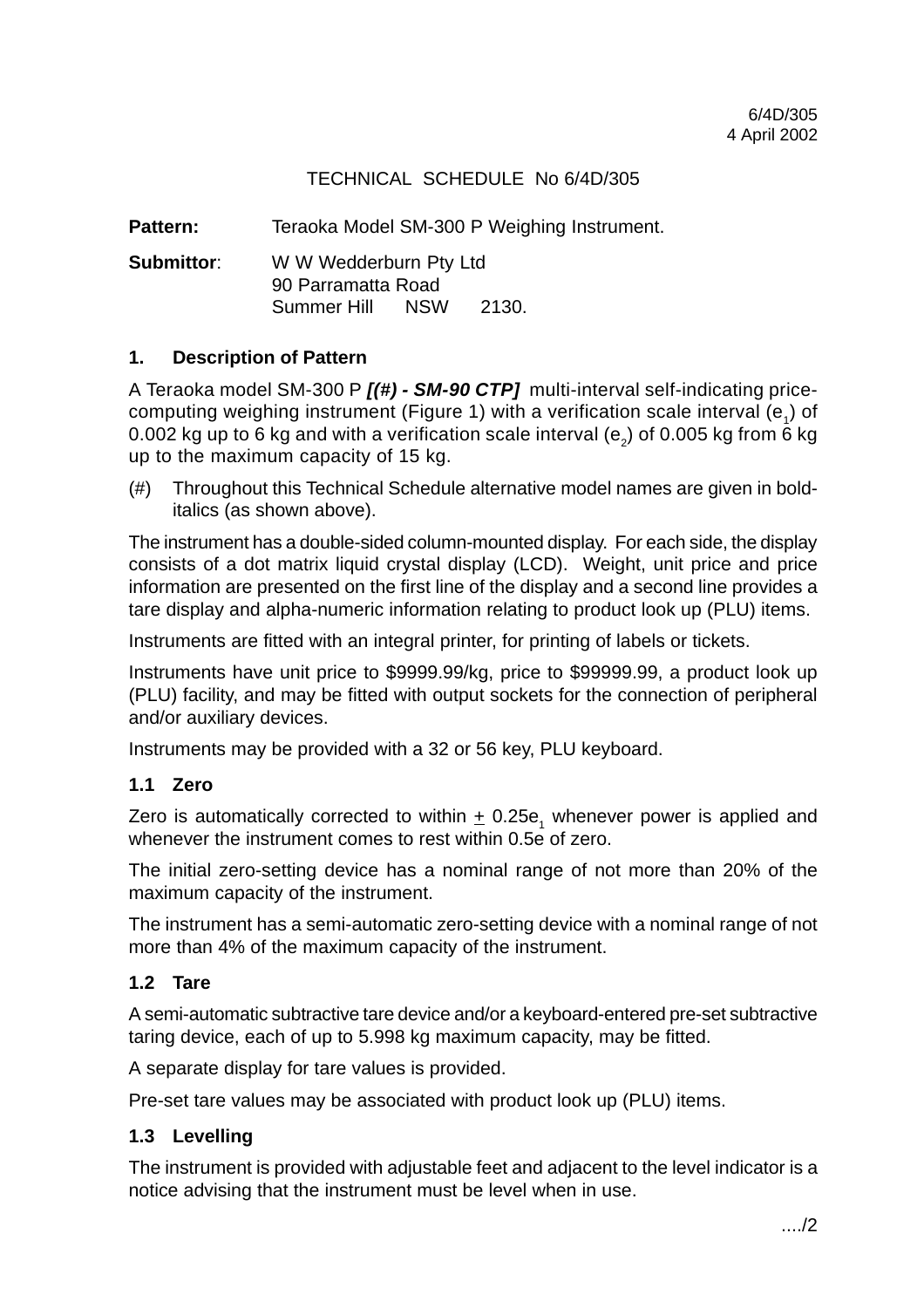6/4D/305
4 April 2002

# TECHNICAL SCHEDULE No 6/4D/305

**Pattern:** Teraoka Model SM-300 P Weighing Instrument.

**Submittor**: W W Wedderburn Pty Ltd
90 Parramatta Road
Summer Hill NSW 2130.

## 1. Description of Pattern

A Teraoka model SM-300 P ***[(#) - SM-90 CTP]*** multi-interval self-indicating price-computing weighing instrument (Figure 1) with a verification scale interval ($e_1$) of 0.002 kg up to 6 kg and with a verification scale interval ($e_2$) of 0.005 kg from 6 kg up to the maximum capacity of 15 kg.

(#) Throughout this Technical Schedule alternative model names are given in bold-italics (as shown above).

The instrument has a double-sided column-mounted display. For each side, the display consists of a dot matrix liquid crystal display (LCD). Weight, unit price and price information are presented on the first line of the display and a second line provides a tare display and alpha-numeric information relating to product look up (PLU) items.

Instruments are fitted with an integral printer, for printing of labels or tickets.

Instruments have unit price to $9999.99/kg, price to $99999.99, a product look up (PLU) facility, and may be fitted with output sockets for the connection of peripheral and/or auxiliary devices.

Instruments may be provided with a 32 or 56 key, PLU keyboard.

### 1.1 Zero

Zero is automatically corrected to within $\pm$ $0.25e_1$ whenever power is applied and whenever the instrument comes to rest within 0.5e of zero.

The initial zero-setting device has a nominal range of not more than 20% of the maximum capacity of the instrument.

The instrument has a semi-automatic zero-setting device with a nominal range of not more than 4% of the maximum capacity of the instrument.

### 1.2 Tare

A semi-automatic subtractive tare device and/or a keyboard-entered pre-set subtractive taring device, each of up to 5.998 kg maximum capacity, may be fitted.

A separate display for tare values is provided.

Pre-set tare values may be associated with product look up (PLU) items.

### 1.3 Levelling

The instrument is provided with adjustable feet and adjacent to the level indicator is a notice advising that the instrument must be level when in use.

..../2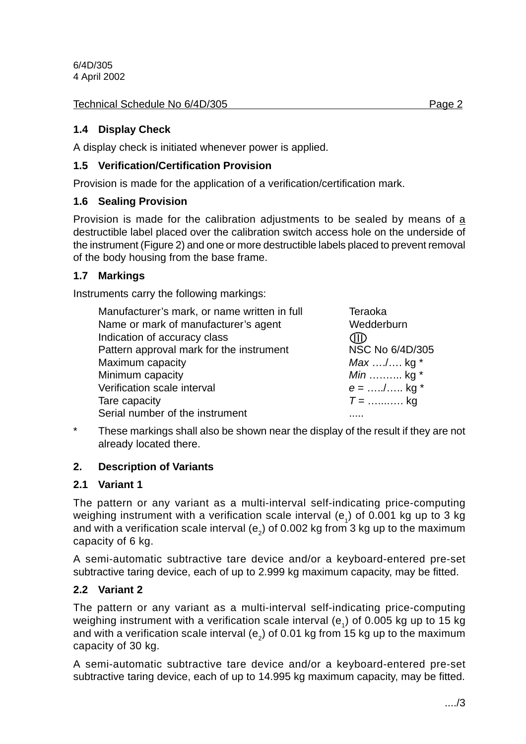## 1.4 Display Check

A display check is initiated whenever power is applied.

## 1.5 Verification/Certification Provision

Provision is made for the application of a verification/certification mark.

## 1.6 Sealing Provision

Provision is made for the calibration adjustments to be sealed by means of a destructible label placed over the calibration switch access hole on the underside of the instrument (Figure 2) and one or more destructible labels placed to prevent removal of the body housing from the base frame.

## 1.7 Markings

Instruments carry the following markings:

| | |
|---|---|
| Manufacturer's mark, or name written in full | Teraoka |
| Name or mark of manufacturer's agent | Wedderburn |
| Indication of accuracy class | (III) |
| Pattern approval mark for the instrument | NSC No 6/4D/305 |
| Maximum capacity | *Max* …./…. kg * |
| Minimum capacity | *Min* ……... kg * |
| Verification scale interval | *e* = …../….. kg * |
| Tare capacity | *T* = …..…. kg |
| Serial number of the instrument | ..... |

* These markings shall also be shown near the display of the result if they are not already located there.

# 2. Description of Variants

## 2.1 Variant 1

The pattern or any variant as a multi-interval self-indicating price-computing weighing instrument with a verification scale interval ($e_1$) of 0.001 kg up to 3 kg and with a verification scale interval ($e_2$) of 0.002 kg from 3 kg up to the maximum capacity of 6 kg.

A semi-automatic subtractive tare device and/or a keyboard-entered pre-set subtractive taring device, each of up to 2.999 kg maximum capacity, may be fitted.

## 2.2 Variant 2

The pattern or any variant as a multi-interval self-indicating price-computing weighing instrument with a verification scale interval ($e_1$) of 0.005 kg up to 15 kg and with a verification scale interval ($e_2$) of 0.01 kg from 15 kg up to the maximum capacity of 30 kg.

A semi-automatic subtractive tare device and/or a keyboard-entered pre-set subtractive taring device, each of up to 14.995 kg maximum capacity, may be fitted.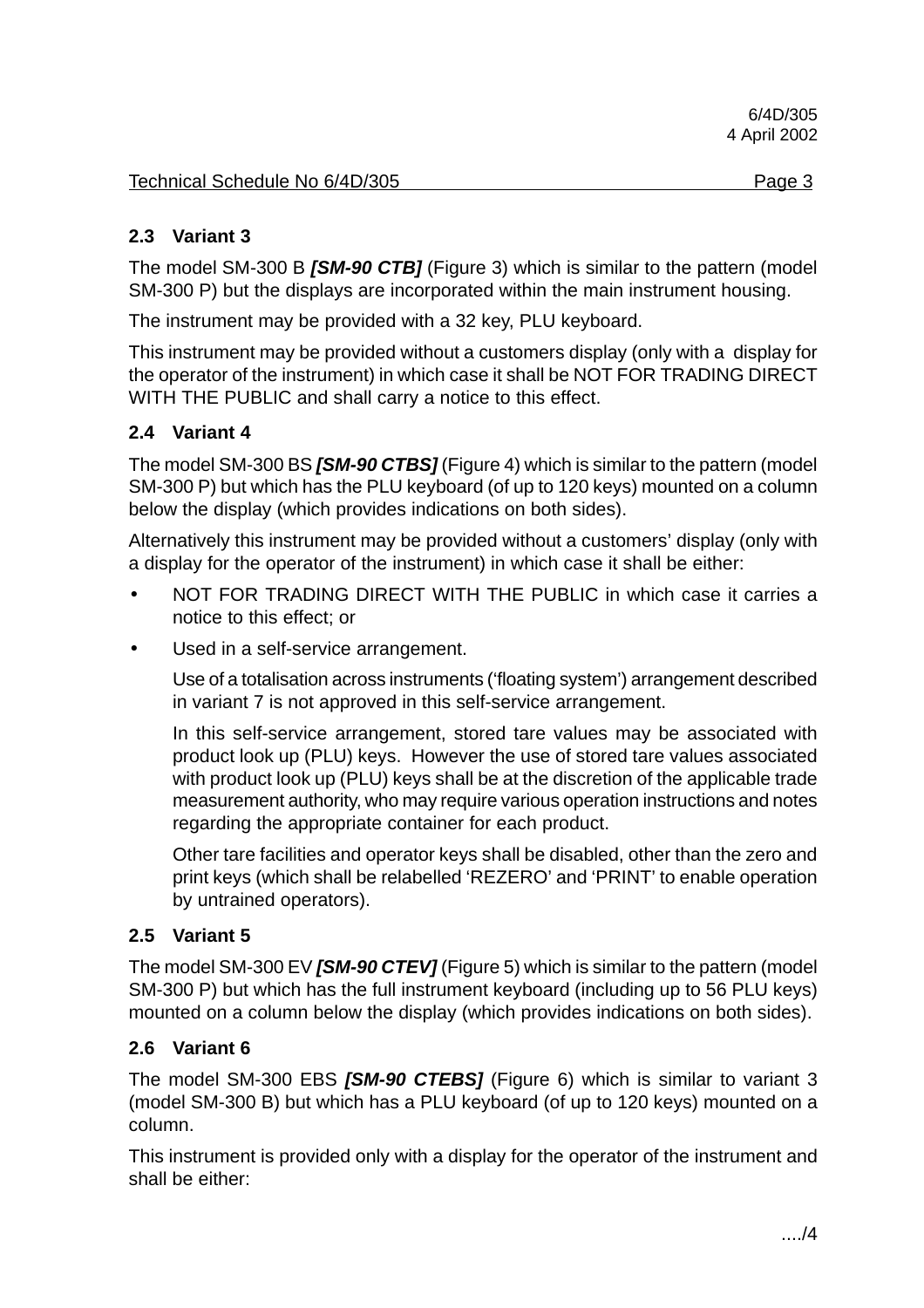### 2.3 Variant 3

The model SM-300 B ***[SM-90 CTB]*** (Figure 3) which is similar to the pattern (model SM-300 P) but the displays are incorporated within the main instrument housing.

The instrument may be provided with a 32 key, PLU keyboard.

This instrument may be provided without a customers display (only with a display for the operator of the instrument) in which case it shall be NOT FOR TRADING DIRECT WITH THE PUBLIC and shall carry a notice to this effect.

### 2.4 Variant 4

The model SM-300 BS ***[SM-90 CTBS]*** (Figure 4) which is similar to the pattern (model SM-300 P) but which has the PLU keyboard (of up to 120 keys) mounted on a column below the display (which provides indications on both sides).

Alternatively this instrument may be provided without a customers' display (only with a display for the operator of the instrument) in which case it shall be either:

- NOT FOR TRADING DIRECT WITH THE PUBLIC in which case it carries a notice to this effect; or
- Used in a self-service arrangement.

  Use of a totalisation across instruments ('floating system') arrangement described in variant 7 is not approved in this self-service arrangement.

  In this self-service arrangement, stored tare values may be associated with product look up (PLU) keys. However the use of stored tare values associated with product look up (PLU) keys shall be at the discretion of the applicable trade measurement authority, who may require various operation instructions and notes regarding the appropriate container for each product.

  Other tare facilities and operator keys shall be disabled, other than the zero and print keys (which shall be relabelled 'REZERO' and 'PRINT' to enable operation by untrained operators).

### 2.5 Variant 5

The model SM-300 EV ***[SM-90 CTEV]*** (Figure 5) which is similar to the pattern (model SM-300 P) but which has the full instrument keyboard (including up to 56 PLU keys) mounted on a column below the display (which provides indications on both sides).

### 2.6 Variant 6

The model SM-300 EBS ***[SM-90 CTEBS]*** (Figure 6) which is similar to variant 3 (model SM-300 B) but which has a PLU keyboard (of up to 120 keys) mounted on a column.

This instrument is provided only with a display for the operator of the instrument and shall be either:

..../4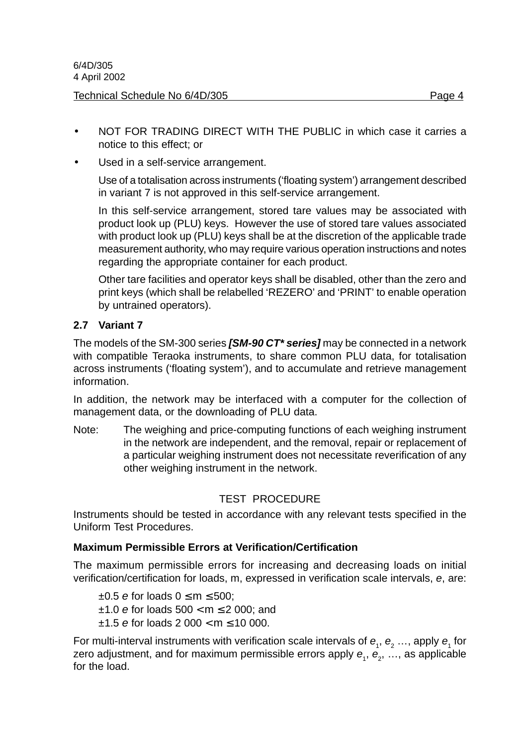- NOT FOR TRADING DIRECT WITH THE PUBLIC in which case it carries a notice to this effect; or
- Used in a self-service arrangement.

  Use of a totalisation across instruments ('floating system') arrangement described in variant 7 is not approved in this self-service arrangement.

  In this self-service arrangement, stored tare values may be associated with product look up (PLU) keys. However the use of stored tare values associated with product look up (PLU) keys shall be at the discretion of the applicable trade measurement authority, who may require various operation instructions and notes regarding the appropriate container for each product.

  Other tare facilities and operator keys shall be disabled, other than the zero and print keys (which shall be relabelled 'REZERO' and 'PRINT' to enable operation by untrained operators).

### 2.7 Variant 7

The models of the SM-300 series ***[SM-90 CT* series]*** may be connected in a network with compatible Teraoka instruments, to share common PLU data, for totalisation across instruments ('floating system'), and to accumulate and retrieve management information.

In addition, the network may be interfaced with a computer for the collection of management data, or the downloading of PLU data.

Note: The weighing and price-computing functions of each weighing instrument in the network are independent, and the removal, repair or replacement of a particular weighing instrument does not necessitate reverification of any other weighing instrument in the network.

## TEST PROCEDURE

Instruments should be tested in accordance with any relevant tests specified in the Uniform Test Procedures.

**Maximum Permissible Errors at Verification/Certification**

The maximum permissible errors for increasing and decreasing loads on initial verification/certification for loads, m, expressed in verification scale intervals, *e*, are:

±0.5 *e* for loads 0 ≤ m ≤ 500;
±1.0 *e* for loads 500 < m ≤ 2 000; and
±1.5 *e* for loads 2 000 < m ≤ 10 000.

For multi-interval instruments with verification scale intervals of $e_1$, $e_2$ …, apply $e_1$ for zero adjustment, and for maximum permissible errors apply $e_1$, $e_2$, …, as applicable for the load.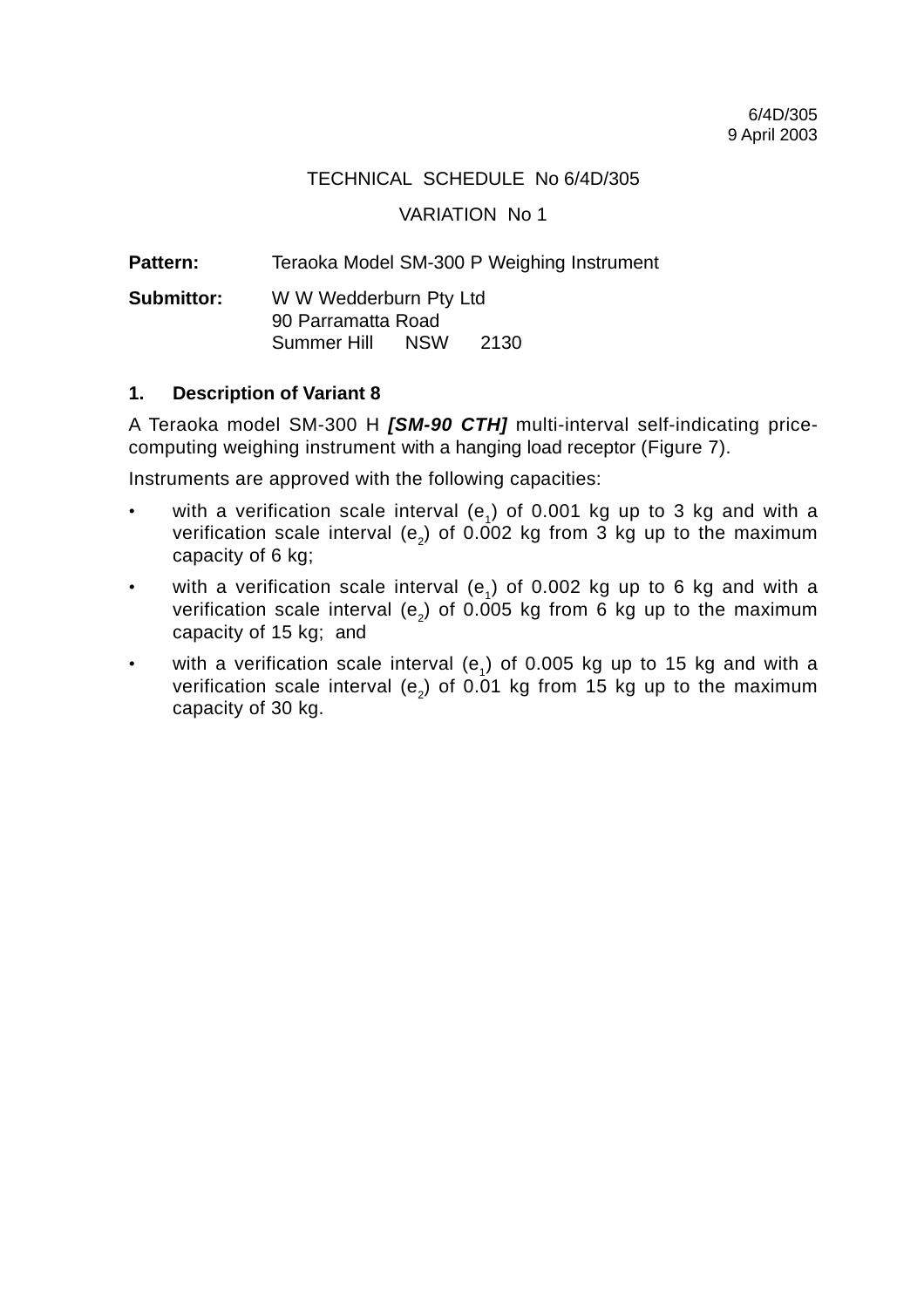6/4D/305
9 April 2003

TECHNICAL SCHEDULE No 6/4D/305

VARIATION No 1

**Pattern:** Teraoka Model SM-300 P Weighing Instrument

**Submittor:** W W Wedderburn Pty Ltd
90 Parramatta Road
Summer Hill NSW 2130

## 1. Description of Variant 8

A Teraoka model SM-300 H ***[SM-90 CTH]*** multi-interval self-indicating price-computing weighing instrument with a hanging load receptor (Figure 7).

Instruments are approved with the following capacities:

- with a verification scale interval ($e_1$) of 0.001 kg up to 3 kg and with a verification scale interval ($e_2$) of 0.002 kg from 3 kg up to the maximum capacity of 6 kg;
- with a verification scale interval ($e_1$) of 0.002 kg up to 6 kg and with a verification scale interval ($e_2$) of 0.005 kg from 6 kg up to the maximum capacity of 15 kg; and
- with a verification scale interval ($e_1$) of 0.005 kg up to 15 kg and with a verification scale interval ($e_2$) of 0.01 kg from 15 kg up to the maximum capacity of 30 kg.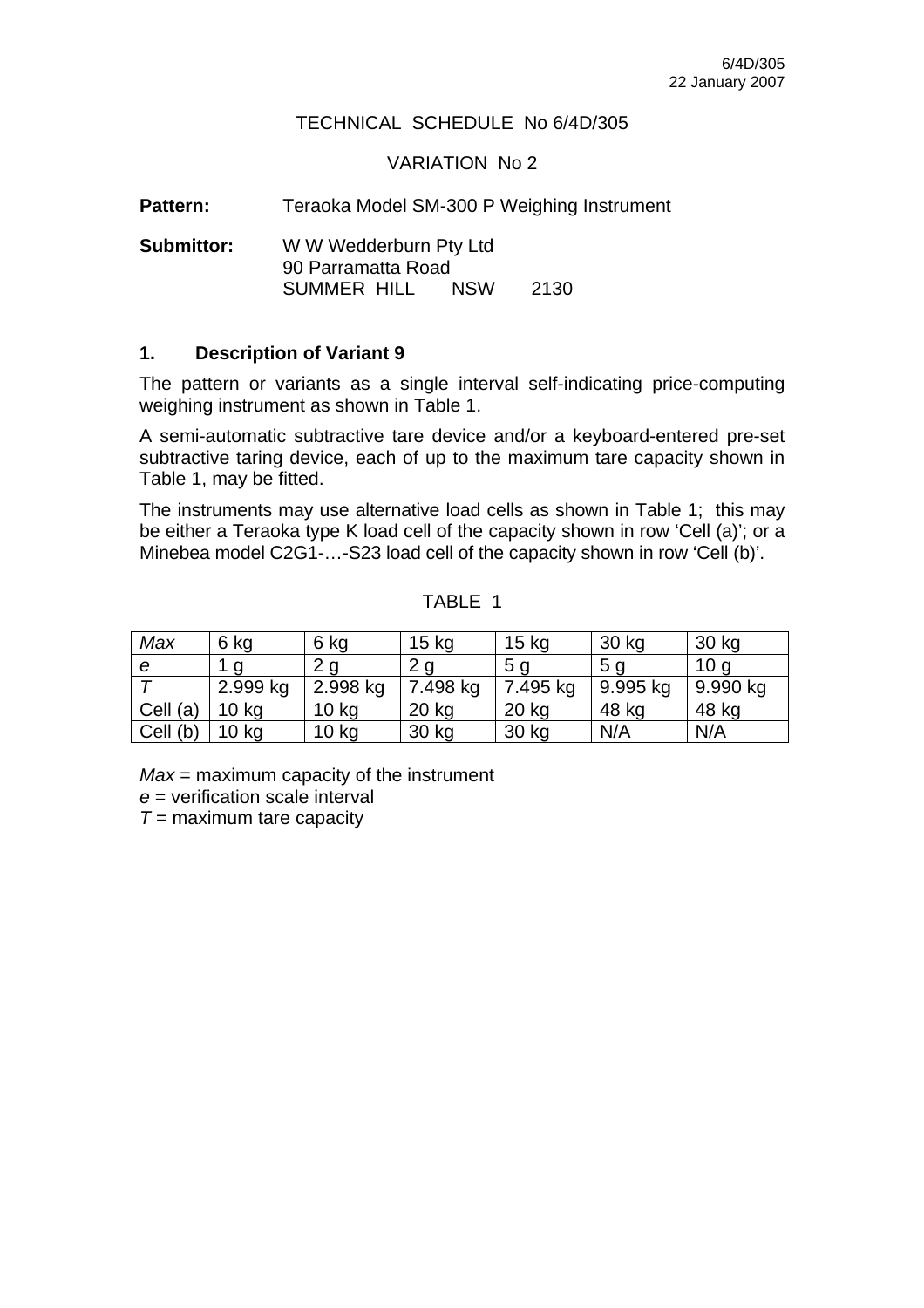TECHNICAL SCHEDULE No 6/4D/305

VARIATION No 2

**Pattern:** Teraoka Model SM-300 P Weighing Instrument

**Submittor:** W W Wedderburn Pty Ltd
90 Parramatta Road
SUMMER HILL NSW 2130

## 1. Description of Variant 9

The pattern or variants as a single interval self-indicating price-computing weighing instrument as shown in Table 1.

A semi-automatic subtractive tare device and/or a keyboard-entered pre-set subtractive taring device, each of up to the maximum tare capacity shown in Table 1, may be fitted.

The instruments may use alternative load cells as shown in Table 1; this may be either a Teraoka type K load cell of the capacity shown in row 'Cell (a)'; or a Minebea model C2G1-…-S23 load cell of the capacity shown in row 'Cell (b)'.

TABLE 1

| *Max* | 6 kg | 6 kg | 15 kg | 15 kg | 30 kg | 30 kg |
|---|---|---|---|---|---|---|
| *e* | 1 g | 2 g | 2 g | 5 g | 5 g | 10 g |
| *T* | 2.999 kg | 2.998 kg | 7.498 kg | 7.495 kg | 9.995 kg | 9.990 kg |
| Cell (a) | 10 kg | 10 kg | 20 kg | 20 kg | 48 kg | 48 kg |
| Cell (b) | 10 kg | 10 kg | 30 kg | 30 kg | N/A | N/A |

*Max* = maximum capacity of the instrument
*e* = verification scale interval
*T* = maximum tare capacity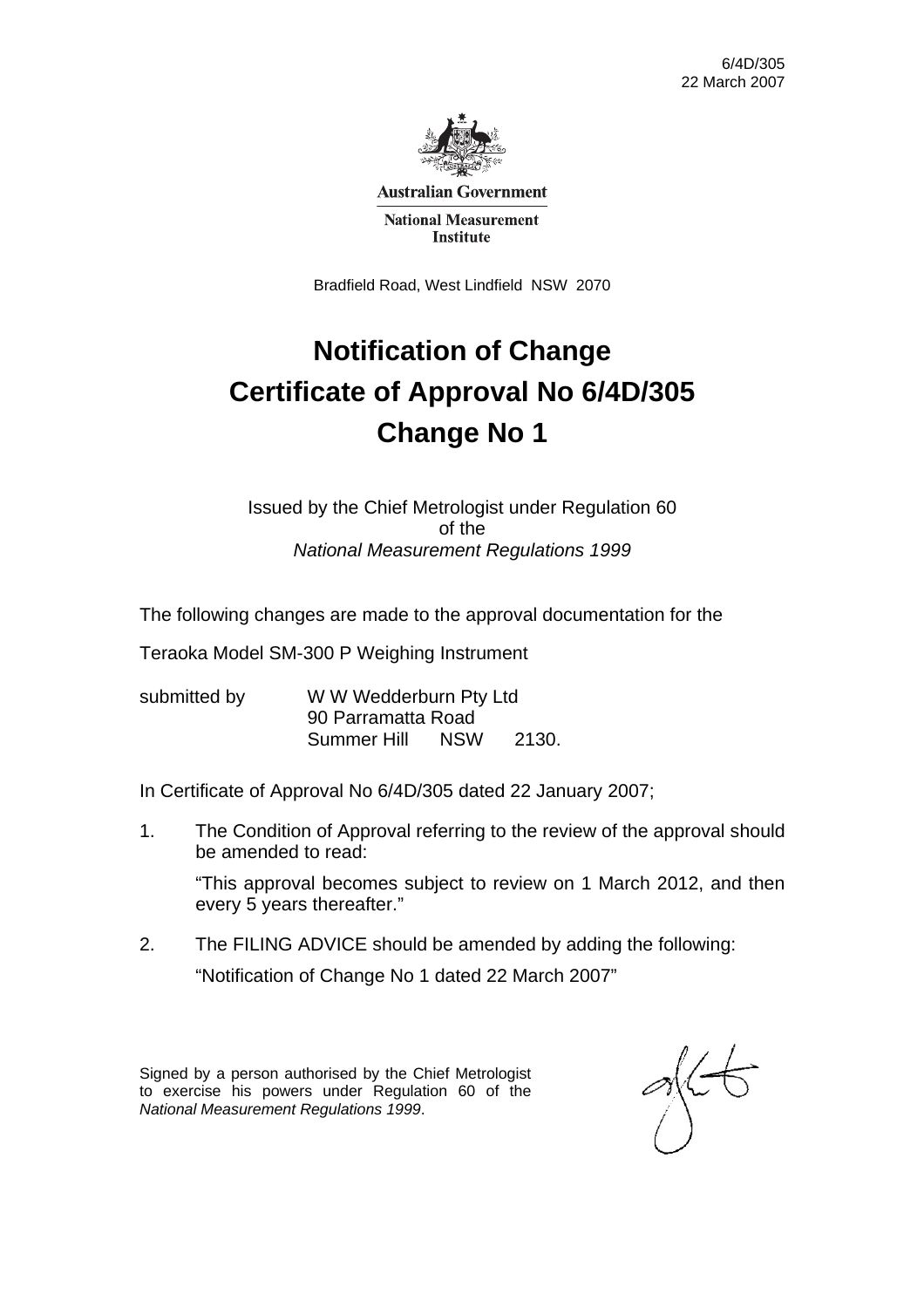6/4D/305
22 March 2007

Australian Government

National Measurement Institute

Bradfield Road, West Lindfield NSW 2070

# Notification of Change
# Certificate of Approval No 6/4D/305
# Change No 1

Issued by the Chief Metrologist under Regulation 60
of the
*National Measurement Regulations 1999*

The following changes are made to the approval documentation for the

Teraoka Model SM-300 P Weighing Instrument

submitted by W W Wedderburn Pty Ltd
90 Parramatta Road
Summer Hill NSW 2130.

In Certificate of Approval No 6/4D/305 dated 22 January 2007;

1. The Condition of Approval referring to the review of the approval should be amended to read:

   "This approval becomes subject to review on 1 March 2012, and then every 5 years thereafter."

2. The FILING ADVICE should be amended by adding the following:

   "Notification of Change No 1 dated 22 March 2007"

Signed by a person authorised by the Chief Metrologist to exercise his powers under Regulation 60 of the *National Measurement Regulations 1999*.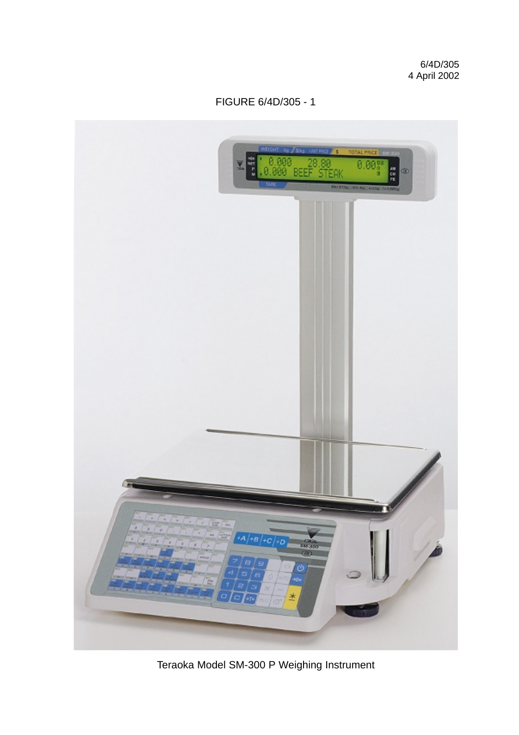6/4D/305
4 April 2002

FIGURE 6/4D/305 - 1

Teraoka Model SM-300 P Weighing Instrument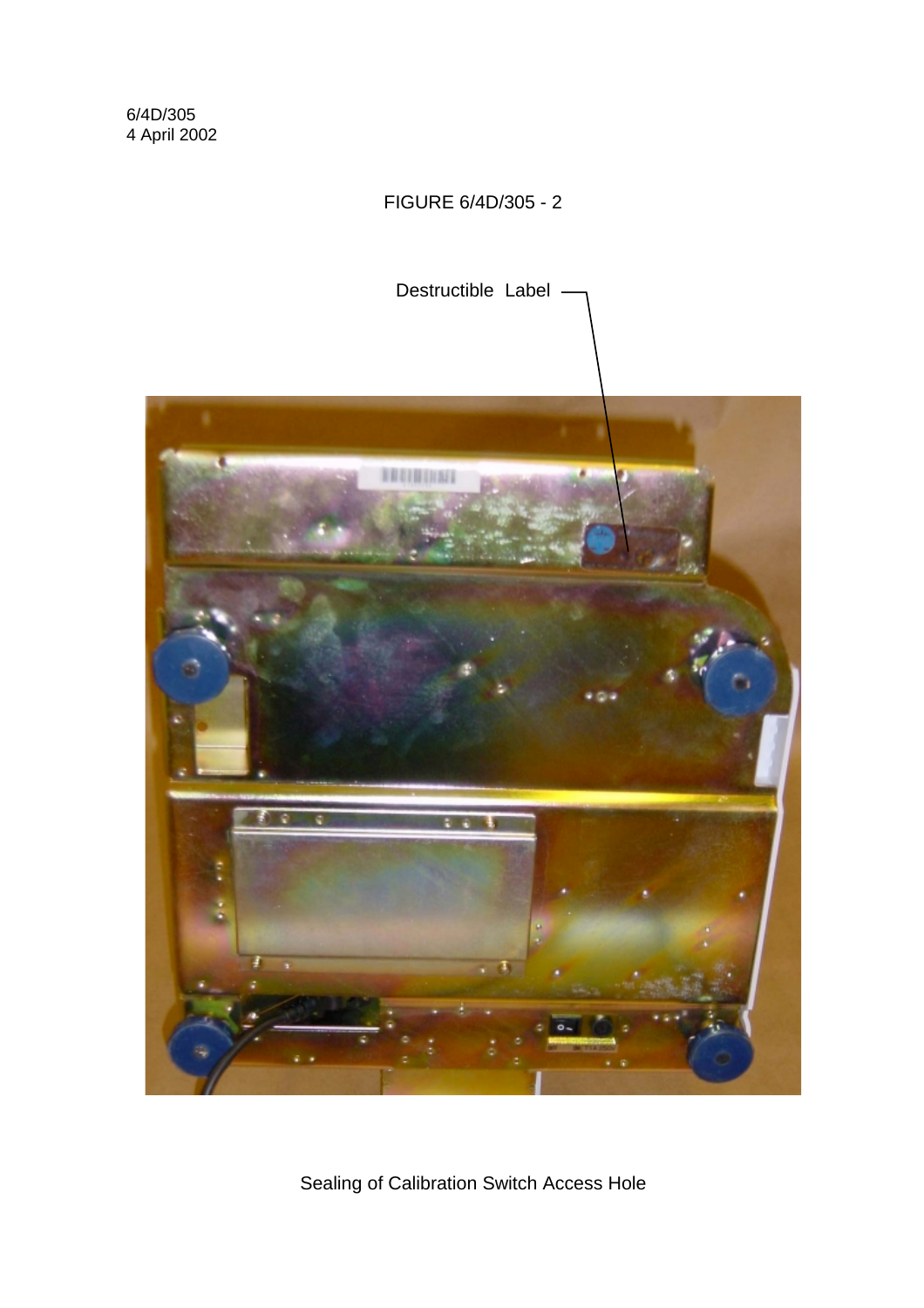FIGURE 6/4D/305 - 2

Destructible Label

Sealing of Calibration Switch Access Hole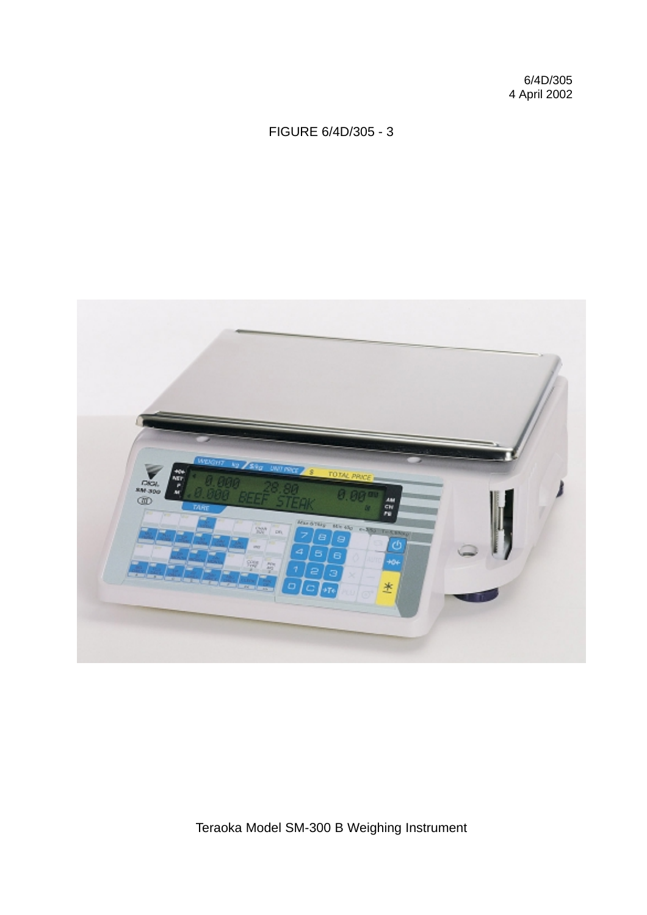6/4D/305
4 April 2002

FIGURE 6/4D/305 - 3

Teraoka Model SM-300 B Weighing Instrument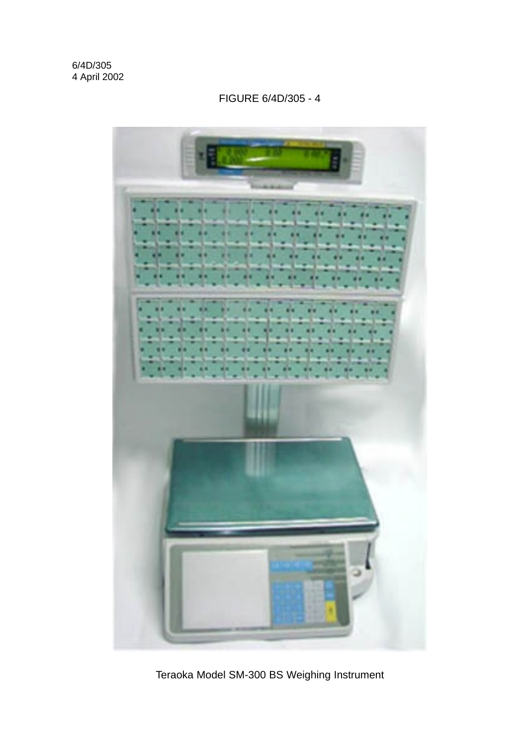6/4D/305
4 April 2002

FIGURE 6/4D/305 - 4

Teraoka Model SM-300 BS Weighing Instrument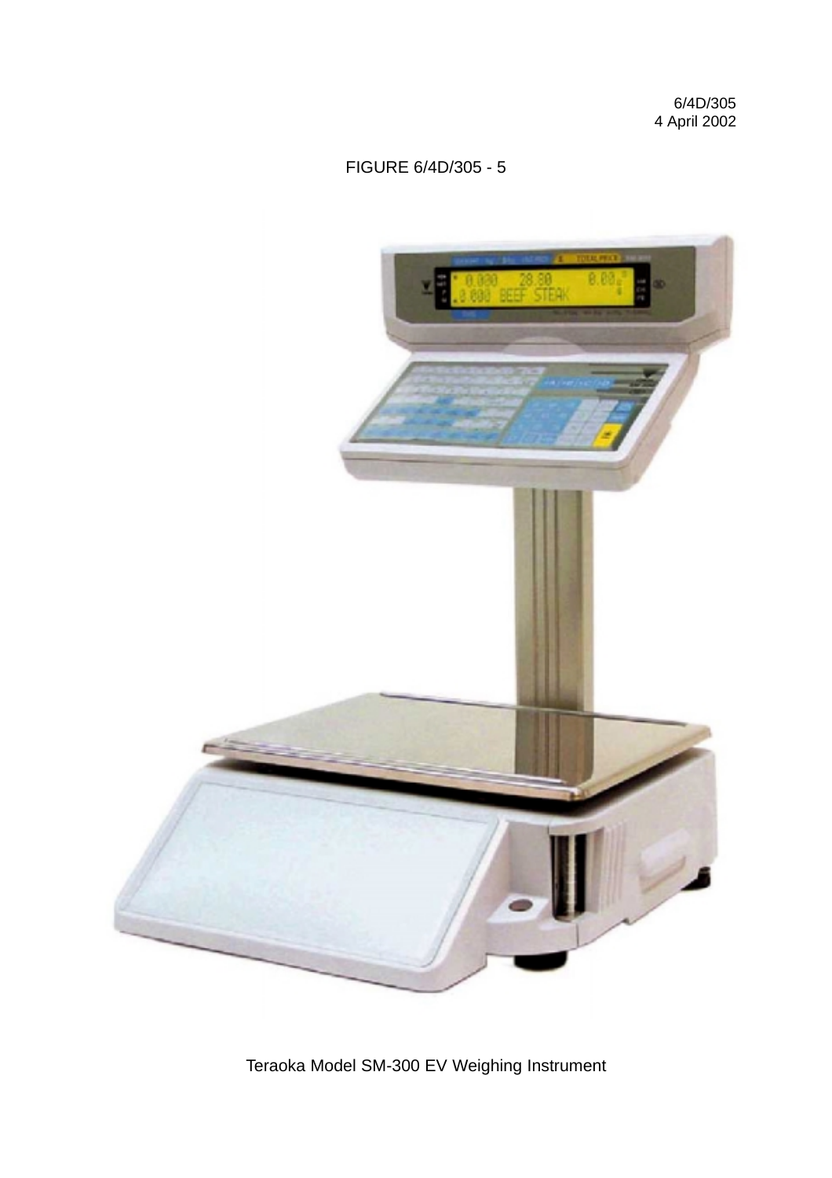6/4D/305
4 April 2002

FIGURE 6/4D/305 - 5

Teraoka Model SM-300 EV Weighing Instrument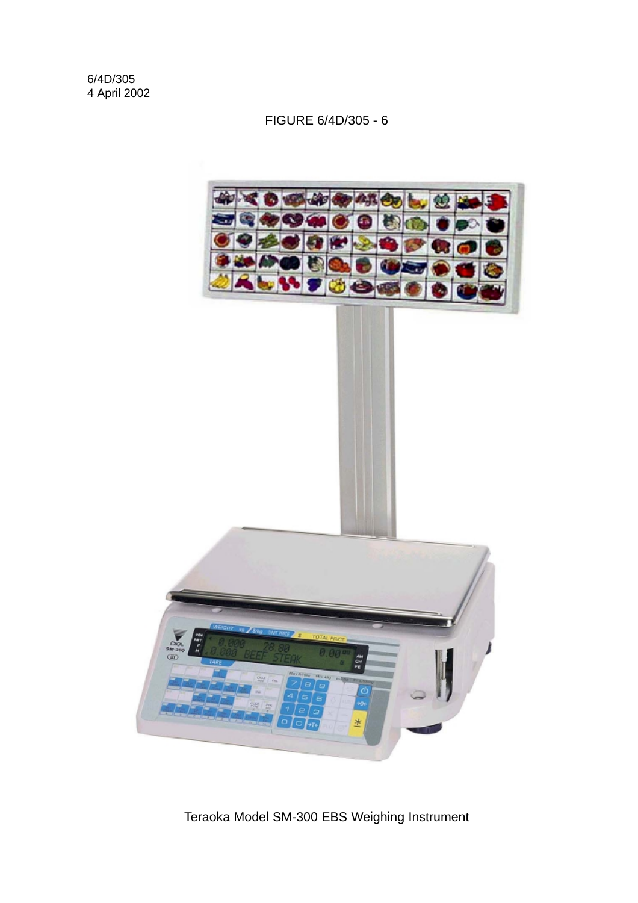FIGURE 6/4D/305 - 6

Teraoka Model SM-300 EBS Weighing Instrument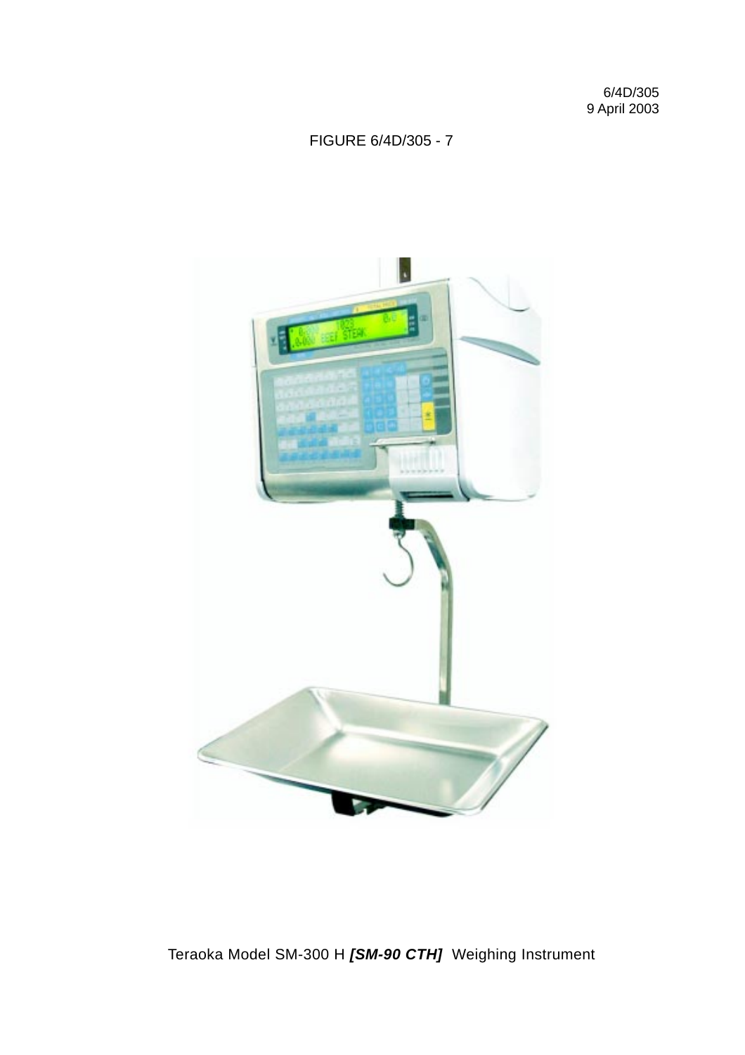FIGURE 6/4D/305 - 7

Teraoka Model SM-300 H ***[SM-90 CTH]*** Weighing Instrument